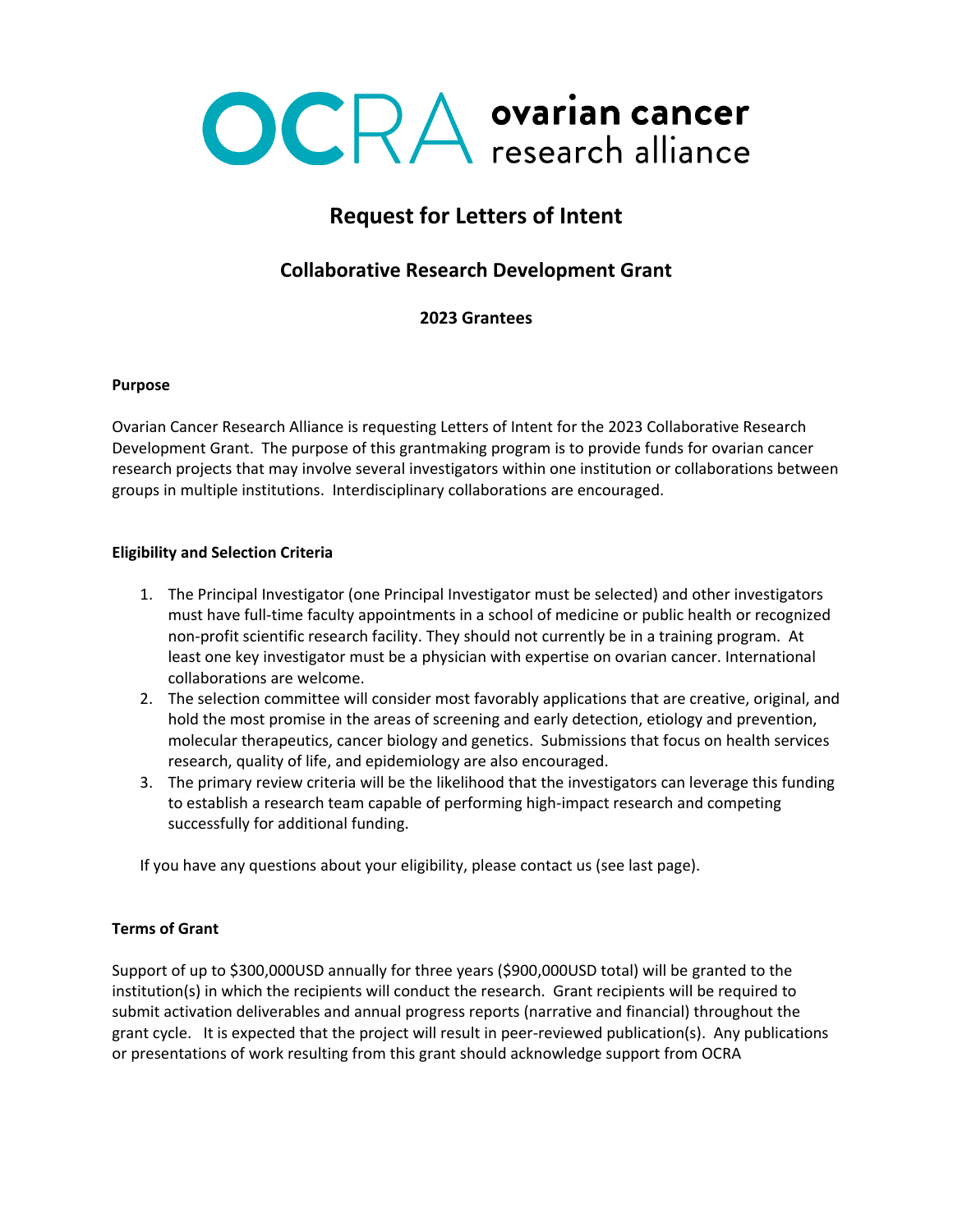OCRA ovarian cancer research alliance

# Request for Letters of Intent

## Collaborative Research Development Grant

### 2023 Grantees

**Purpose**

Ovarian Cancer Research Alliance is requesting Letters of Intent for the 2023 Collaborative Research Development Grant. The purpose of this grantmaking program is to provide funds for ovarian cancer research projects that may involve several investigators within one institution or collaborations between groups in multiple institutions. Interdisciplinary collaborations are encouraged.

**Eligibility and Selection Criteria**

1. The Principal Investigator (one Principal Investigator must be selected) and other investigators must have full-time faculty appointments in a school of medicine or public health or recognized non-profit scientific research facility. They should not currently be in a training program. At least one key investigator must be a physician with expertise on ovarian cancer. International collaborations are welcome.
2. The selection committee will consider most favorably applications that are creative, original, and hold the most promise in the areas of screening and early detection, etiology and prevention, molecular therapeutics, cancer biology and genetics. Submissions that focus on health services research, quality of life, and epidemiology are also encouraged.
3. The primary review criteria will be the likelihood that the investigators can leverage this funding to establish a research team capable of performing high-impact research and competing successfully for additional funding.

If you have any questions about your eligibility, please contact us (see last page).

**Terms of Grant**

Support of up to $300,000USD annually for three years ($900,000USD total) will be granted to the institution(s) in which the recipients will conduct the research. Grant recipients will be required to submit activation deliverables and annual progress reports (narrative and financial) throughout the grant cycle. It is expected that the project will result in peer-reviewed publication(s). Any publications or presentations of work resulting from this grant should acknowledge support from OCRA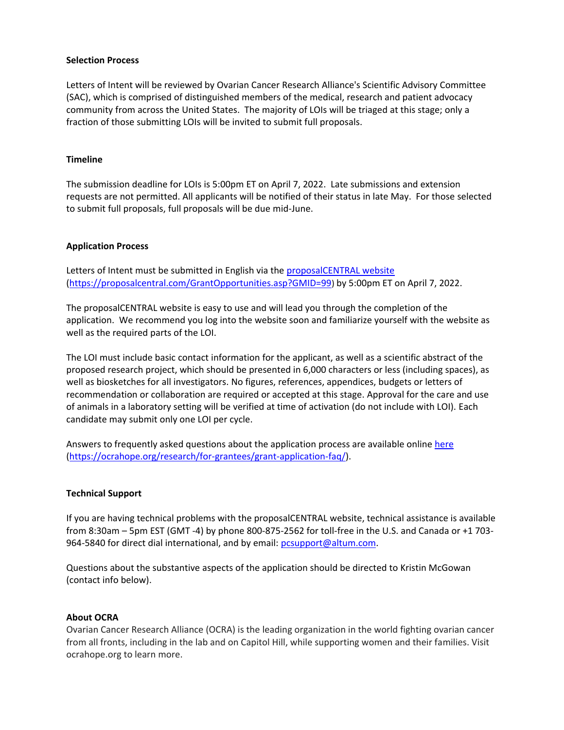**Selection Process**

Letters of Intent will be reviewed by Ovarian Cancer Research Alliance's Scientific Advisory Committee (SAC), which is comprised of distinguished members of the medical, research and patient advocacy community from across the United States. The majority of LOIs will be triaged at this stage; only a fraction of those submitting LOIs will be invited to submit full proposals.

**Timeline**

The submission deadline for LOIs is 5:00pm ET on April 7, 2022. Late submissions and extension requests are not permitted. All applicants will be notified of their status in late May. For those selected to submit full proposals, full proposals will be due mid-June.

**Application Process**

Letters of Intent must be submitted in English via the [proposalCENTRAL website](https://proposalcentral.com/GrantOpportunities.asp?GMID=99) (https://proposalcentral.com/GrantOpportunities.asp?GMID=99) by 5:00pm ET on April 7, 2022.

The proposalCENTRAL website is easy to use and will lead you through the completion of the application. We recommend you log into the website soon and familiarize yourself with the website as well as the required parts of the LOI.

The LOI must include basic contact information for the applicant, as well as a scientific abstract of the proposed research project, which should be presented in 6,000 characters or less (including spaces), as well as biosketches for all investigators. No figures, references, appendices, budgets or letters of recommendation or collaboration are required or accepted at this stage. Approval for the care and use of animals in a laboratory setting will be verified at time of activation (do not include with LOI). Each candidate may submit only one LOI per cycle.

Answers to frequently asked questions about the application process are available online [here](https://ocrahope.org/research/for-grantees/grant-application-faq/) (https://ocrahope.org/research/for-grantees/grant-application-faq/).

**Technical Support**

If you are having technical problems with the proposalCENTRAL website, technical assistance is available from 8:30am – 5pm EST (GMT -4) by phone 800-875-2562 for toll-free in the U.S. and Canada or +1 703-964-5840 for direct dial international, and by email: [pcsupport@altum.com](mailto:pcsupport@altum.com).

Questions about the substantive aspects of the application should be directed to Kristin McGowan (contact info below).

**About OCRA**

Ovarian Cancer Research Alliance (OCRA) is the leading organization in the world fighting ovarian cancer from all fronts, including in the lab and on Capitol Hill, while supporting women and their families. Visit ocrahope.org to learn more.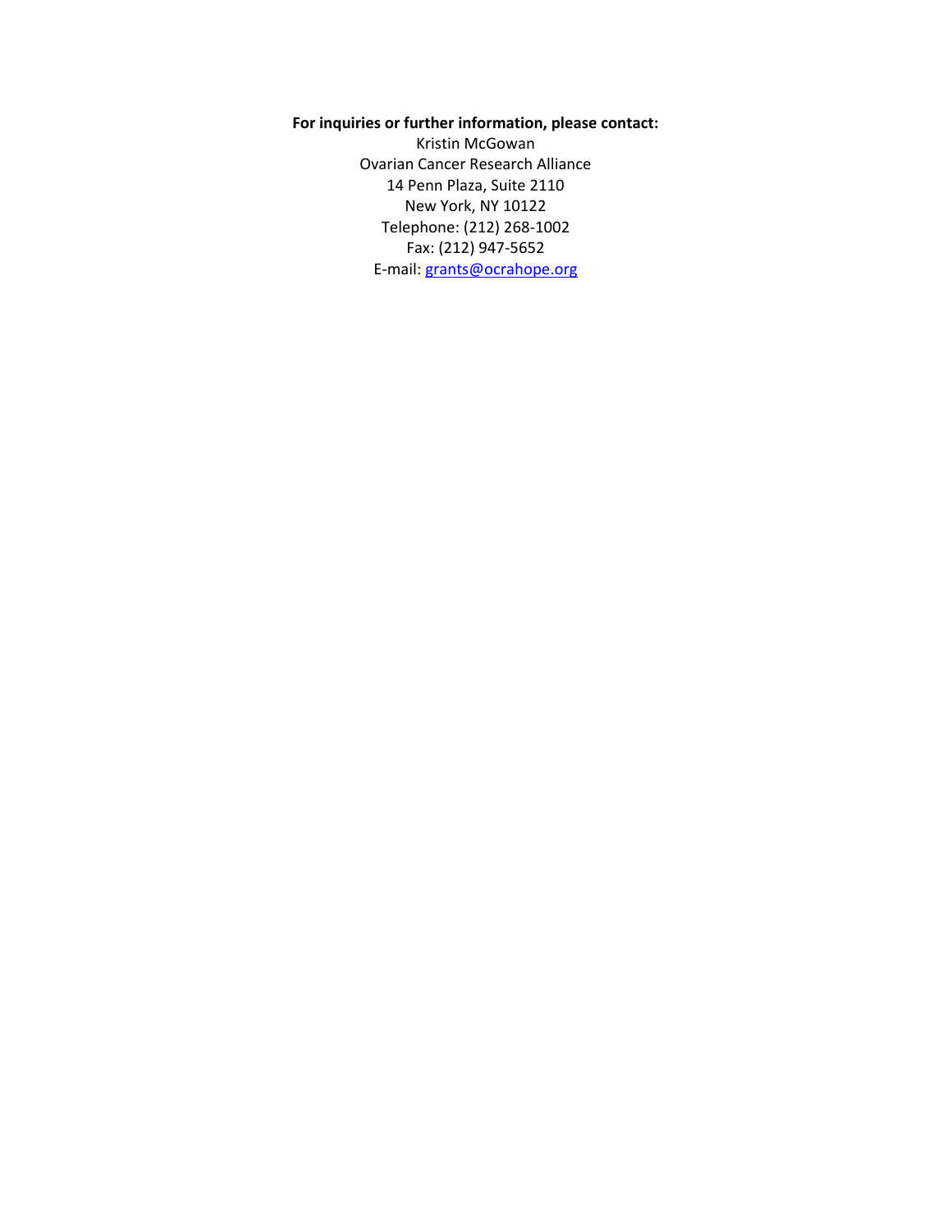**For inquiries or further information, please contact:**

Kristin McGowan
Ovarian Cancer Research Alliance
14 Penn Plaza, Suite 2110
New York, NY 10122
Telephone: (212) 268-1002
Fax: (212) 947-5652
E-mail: grants@ocrahope.org